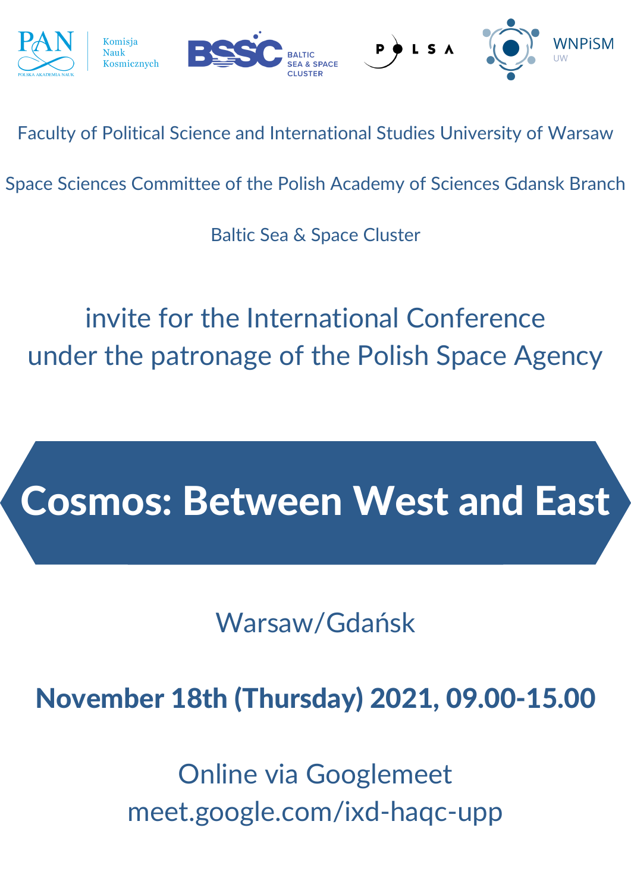PAN Komisja Nauk Kosmicznych | BSSC Baltic Sea & Space Cluster | POLSA | WNPiSM UW

Faculty of Political Science and International Studies University of Warsaw

Space Sciences Committee of the Polish Academy of Sciences Gdansk Branch

Baltic Sea & Space Cluster

invite for the International Conference
under the patronage of the Polish Space Agency

# Cosmos: Between West and East

Warsaw/Gdańsk

**November 18th (Thursday) 2021, 09.00-15.00**

Online via Googlemeet
meet.google.com/ixd-haqc-upp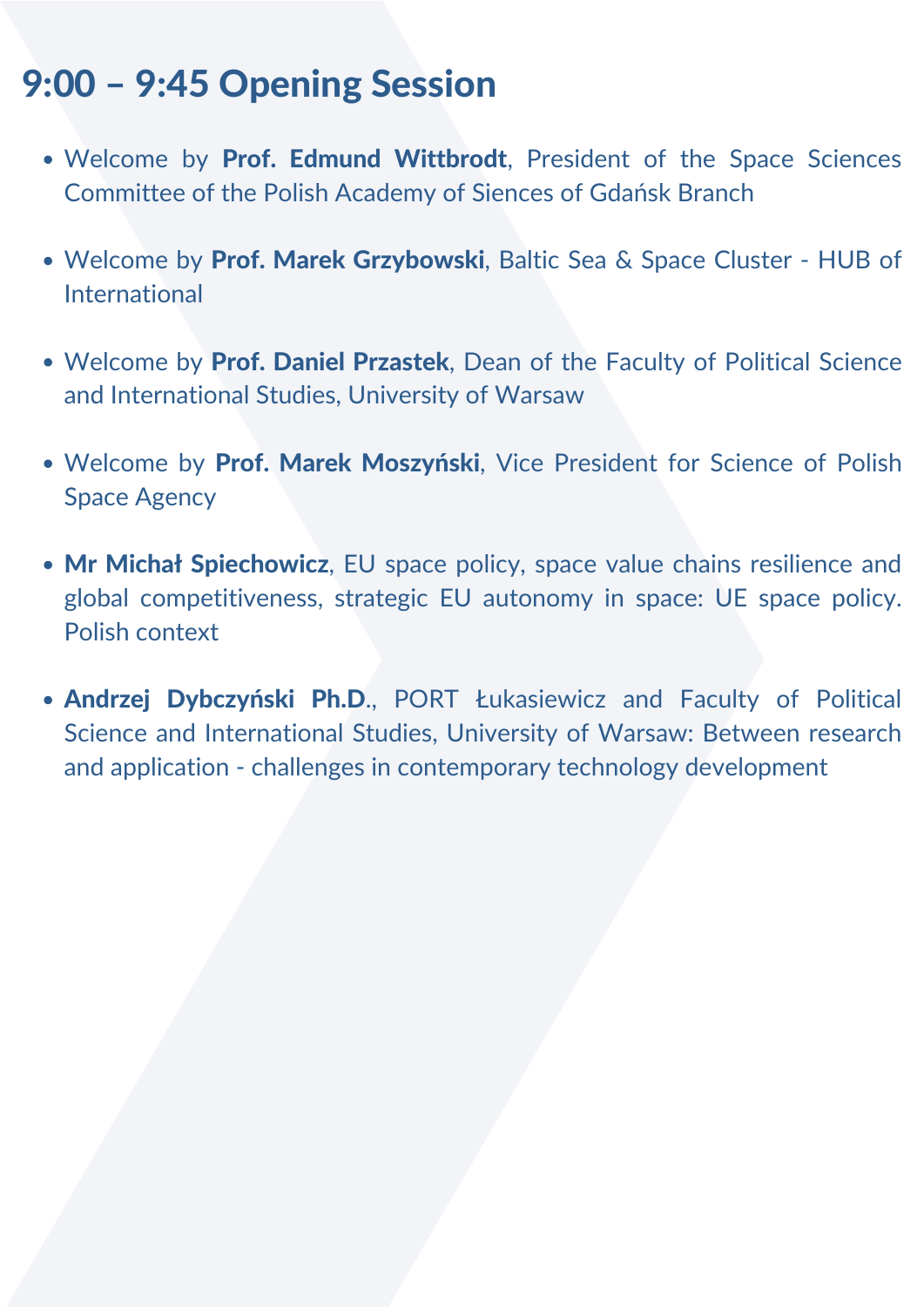## 9:00 – 9:45 Opening Session

- Welcome by **Prof. Edmund Wittbrodt**, President of the Space Sciences Committee of the Polish Academy of Siences of Gdańsk Branch
- Welcome by **Prof. Marek Grzybowski**, Baltic Sea & Space Cluster - HUB of International
- Welcome by **Prof. Daniel Przastek**, Dean of the Faculty of Political Science and International Studies, University of Warsaw
- Welcome by **Prof. Marek Moszyński**, Vice President for Science of Polish Space Agency
- **Mr Michał Spiechowicz**, EU space policy, space value chains resilience and global competitiveness, strategic EU autonomy in space: UE space policy. Polish context
- **Andrzej Dybczyński Ph.D.**, PORT Łukasiewicz and Faculty of Political Science and International Studies, University of Warsaw: Between research and application - challenges in contemporary technology development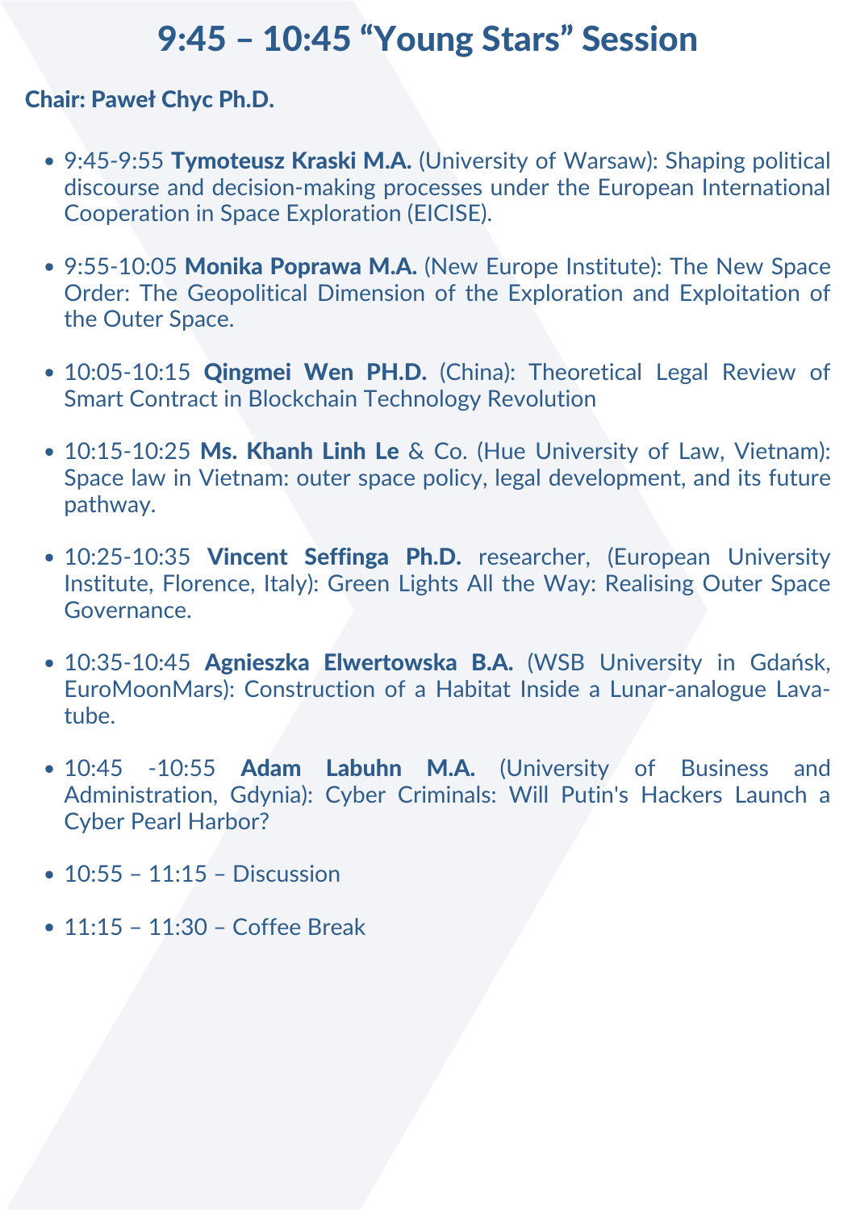# 9:45 – 10:45 “Young Stars” Session

**Chair: Paweł Chyc Ph.D.**

- 9:45-9:55 **Tymoteusz Kraski M.A.** (University of Warsaw): Shaping political discourse and decision-making processes under the European International Cooperation in Space Exploration (EICISE).
- 9:55-10:05 **Monika Poprawa M.A.** (New Europe Institute): The New Space Order: The Geopolitical Dimension of the Exploration and Exploitation of the Outer Space.
- 10:05-10:15 **Qingmei Wen PH.D.** (China): Theoretical Legal Review of Smart Contract in Blockchain Technology Revolution
- 10:15-10:25 **Ms. Khanh Linh Le** & Co. (Hue University of Law, Vietnam): Space law in Vietnam: outer space policy, legal development, and its future pathway.
- 10:25-10:35 **Vincent Seffinga Ph.D.** researcher, (European University Institute, Florence, Italy): Green Lights All the Way: Realising Outer Space Governance.
- 10:35-10:45 **Agnieszka Elwertowska B.A.** (WSB University in Gdańsk, EuroMoonMars): Construction of a Habitat Inside a Lunar-analogue Lava-tube.
- 10:45 -10:55 **Adam Labuhn M.A.** (University of Business and Administration, Gdynia): Cyber Criminals: Will Putin's Hackers Launch a Cyber Pearl Harbor?
- 10:55 – 11:15 – Discussion
- 11:15 – 11:30 – Coffee Break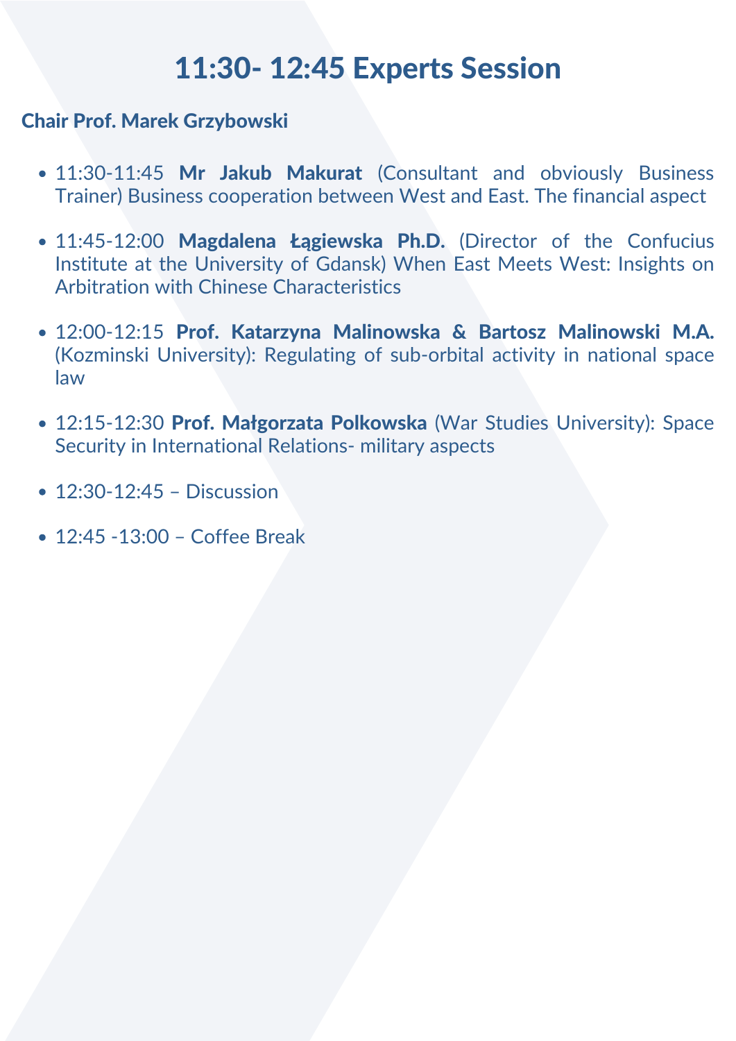# 11:30- 12:45 Experts Session

**Chair Prof. Marek Grzybowski**

- 11:30-11:45 **Mr Jakub Makurat** (Consultant and obviously Business Trainer) Business cooperation between West and East. The financial aspect
- 11:45-12:00 **Magdalena Łągiewska Ph.D.** (Director of the Confucius Institute at the University of Gdansk) When East Meets West: Insights on Arbitration with Chinese Characteristics
- 12:00-12:15 **Prof. Katarzyna Malinowska & Bartosz Malinowski M.A.** (Kozminski University): Regulating of sub-orbital activity in national space law
- 12:15-12:30 **Prof. Małgorzata Polkowska** (War Studies University): Space Security in International Relations- military aspects
- 12:30-12:45 – Discussion
- 12:45 -13:00 – Coffee Break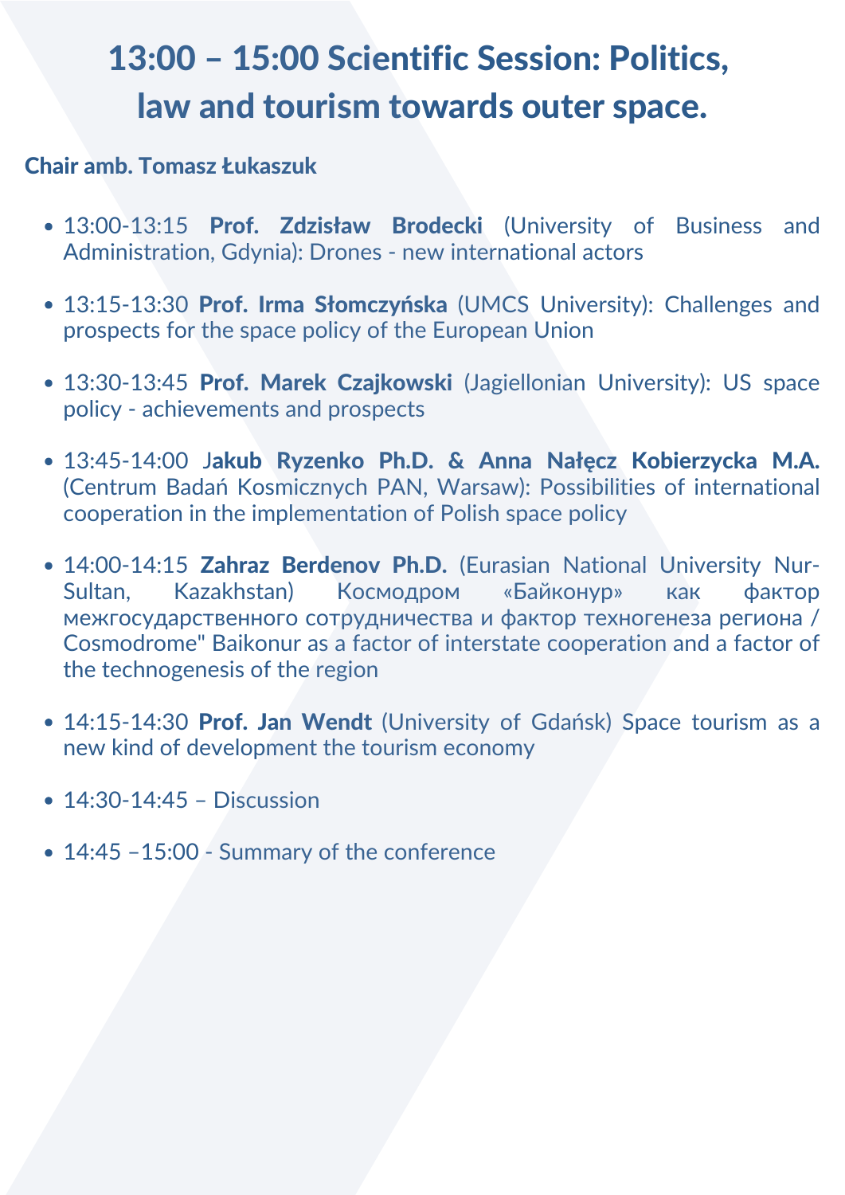# 13:00 – 15:00 Scientific Session: Politics, law and tourism towards outer space.

**Chair amb. Tomasz Łukaszuk**

- 13:00-13:15 **Prof. Zdzisław Brodecki** (University of Business and Administration, Gdynia): Drones - new international actors
- 13:15-13:30 **Prof. Irma Słomczyńska** (UMCS University): Challenges and prospects for the space policy of the European Union
- 13:30-13:45 **Prof. Marek Czajkowski** (Jagiellonian University): US space policy - achievements and prospects
- 13:45-14:00 J**akub Ryzenko Ph.D. & Anna Nałęcz Kobierzycka M.A.** (Centrum Badań Kosmicznych PAN, Warsaw): Possibilities of international cooperation in the implementation of Polish space policy
- 14:00-14:15 **Zahraz Berdenov Ph.D.** (Eurasian National University Nur-Sultan, Kazakhstan) Космодром «Байконур» как фактор межгосударственного сотрудничества и фактор техногенеза региона / Cosmodrome" Baikonur as a factor of interstate cooperation and a factor of the technogenesis of the region
- 14:15-14:30 **Prof. Jan Wendt** (University of Gdańsk) Space tourism as a new kind of development the tourism economy
- 14:30-14:45 – Discussion
- 14:45 –15:00 - Summary of the conference